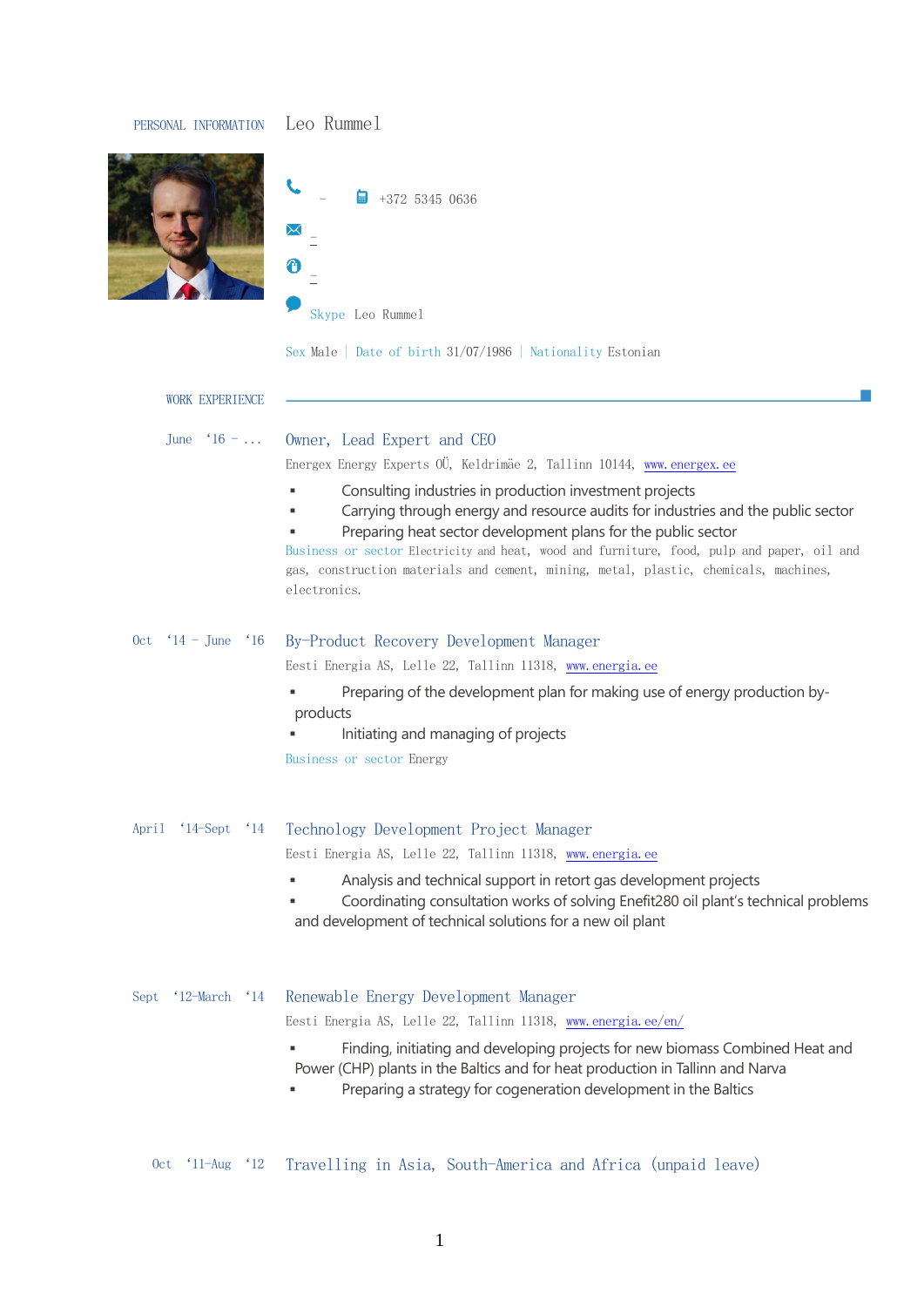PERSONAL INFORMATION

# Leo Rummel

– +372 5345 0636

–

–

Skype Leo Rummel

Sex Male | Date of birth 31/07/1986 | Nationality Estonian

## WORK EXPERIENCE

June '16 - ...

### Owner, Lead Expert and CEO

Energex Energy Experts OÜ, Keldrimäe 2, Tallinn 10144, www.energex.ee

- Consulting industries in production investment projects
- Carrying through energy and resource audits for industries and the public sector
- Preparing heat sector development plans for the public sector

Business or sector Electricity and heat, wood and furniture, food, pulp and paper, oil and gas, construction materials and cement, mining, metal, plastic, chemicals, machines, electronics.

Oct '14 - June '16

### By-Product Recovery Development Manager

Eesti Energia AS, Lelle 22, Tallinn 11318, www.energia.ee

- Preparing of the development plan for making use of energy production by-products
- Initiating and managing of projects

Business or sector Energy

April '14-Sept '14

### Technology Development Project Manager

Eesti Energia AS, Lelle 22, Tallinn 11318, www.energia.ee

- Analysis and technical support in retort gas development projects
- Coordinating consultation works of solving Enefit280 oil plant's technical problems and development of technical solutions for a new oil plant

Sept '12-March '14

### Renewable Energy Development Manager

Eesti Energia AS, Lelle 22, Tallinn 11318, www.energia.ee/en/

- Finding, initiating and developing projects for new biomass Combined Heat and Power (CHP) plants in the Baltics and for heat production in Tallinn and Narva
- Preparing a strategy for cogeneration development in the Baltics

Oct '11-Aug '12

### Travelling in Asia, South-America and Africa (unpaid leave)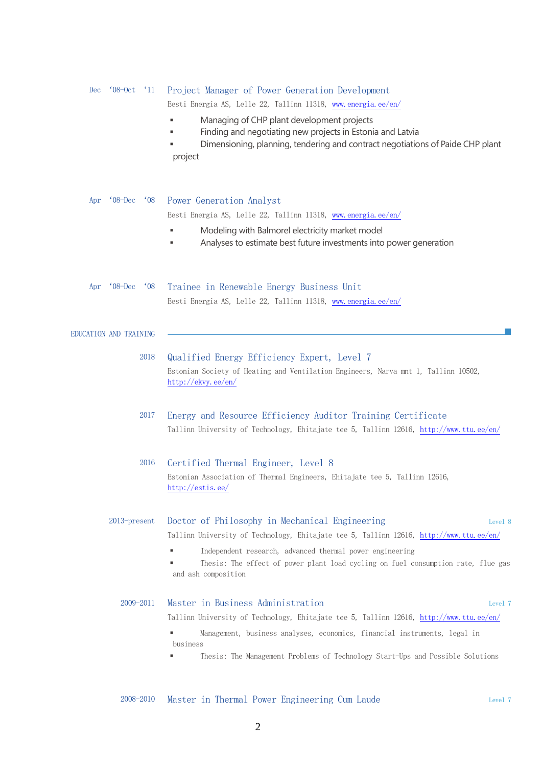Dec ‘08-Oct ‘11

### Project Manager of Power Generation Development

Eesti Energia AS, Lelle 22, Tallinn 11318, [www.energia.ee/en/](http://www.energia.ee/en/)

- Managing of CHP plant development projects
- Finding and negotiating new projects in Estonia and Latvia
- Dimensioning, planning, tendering and contract negotiations of Paide CHP plant project

Apr ‘08-Dec ‘08

### Power Generation Analyst

Eesti Energia AS, Lelle 22, Tallinn 11318, [www.energia.ee/en/](http://www.energia.ee/en/)

- Modeling with Balmorel electricity market model
- Analyses to estimate best future investments into power generation

Apr ‘08-Dec ‘08

### Trainee in Renewable Energy Business Unit

Eesti Energia AS, Lelle 22, Tallinn 11318, [www.energia.ee/en/](http://www.energia.ee/en/)

## EDUCATION AND TRAINING

2018

### Qualified Energy Efficiency Expert, Level 7

Estonian Society of Heating and Ventilation Engineers, Narva mnt 1, Tallinn 10502, [http://ekvy.ee/en/](http://ekvy.ee/en/)

2017

### Energy and Resource Efficiency Auditor Training Certificate

Tallinn University of Technology, Ehitajate tee 5, Tallinn 12616, [http://www.ttu.ee/en/](http://www.ttu.ee/en/)

2016

### Certified Thermal Engineer, Level 8

Estonian Association of Thermal Engineers, Ehitajate tee 5, Tallinn 12616, [http://estis.ee/](http://estis.ee/)

2013-present

### Doctor of Philosophy in Mechanical Engineering

Level 8

Tallinn University of Technology, Ehitajate tee 5, Tallinn 12616, [http://www.ttu.ee/en/](http://www.ttu.ee/en/)

- Independent research, advanced thermal power engineering
- Thesis: The effect of power plant load cycling on fuel consumption rate, flue gas and ash composition

2009-2011

### Master in Business Administration

Level 7

Tallinn University of Technology, Ehitajate tee 5, Tallinn 12616, [http://www.ttu.ee/en/](http://www.ttu.ee/en/)

- Management, business analyses, economics, financial instruments, legal in business
- Thesis: The Management Problems of Technology Start-Ups and Possible Solutions

2008-2010

### Master in Thermal Power Engineering Cum Laude

Level 7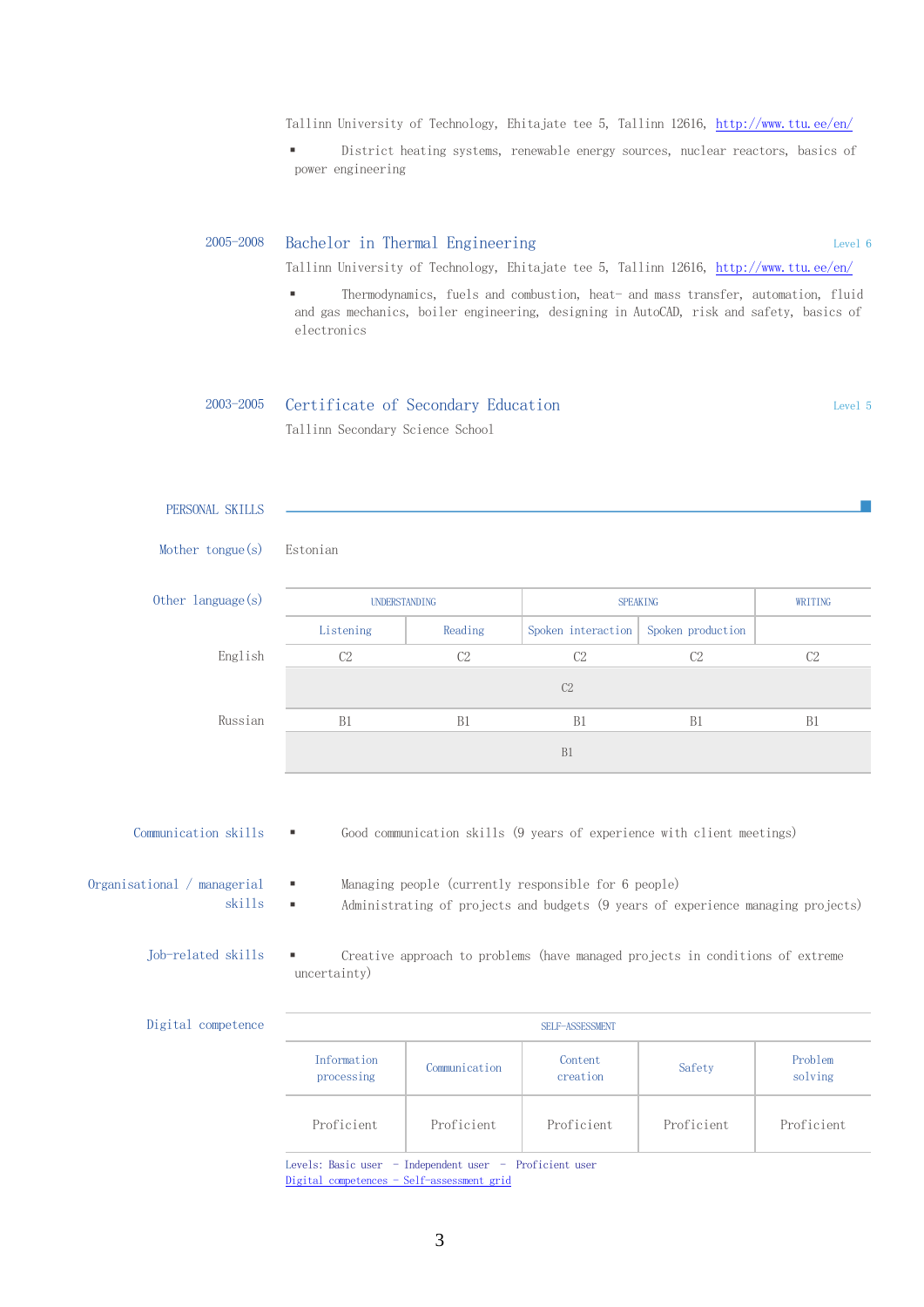Tallinn University of Technology, Ehitajate tee 5, Tallinn 12616, http://www.ttu.ee/en/

- District heating systems, renewable energy sources, nuclear reactors, basics of power engineering

2005–2008 **Bachelor in Thermal Engineering** — Level 6

Tallinn University of Technology, Ehitajate tee 5, Tallinn 12616, http://www.ttu.ee/en/

- Thermodynamics, fuels and combustion, heat- and mass transfer, automation, fluid and gas mechanics, boiler engineering, designing in AutoCAD, risk and safety, basics of electronics

2003–2005 **Certificate of Secondary Education** — Level 5

Tallinn Secondary Science School

## PERSONAL SKILLS

**Mother tongue(s)** Estonian

**Other language(s)**

| | UNDERSTANDING | | SPEAKING | | WRITING |
|---|---|---|---|---|---|
| | Listening | Reading | Spoken interaction | Spoken production | |
| English | C2 | C2 | C2 | C2 | C2 |
| | C2 | | | | |
| Russian | B1 | B1 | B1 | B1 | B1 |
| | B1 | | | | |

**Communication skills**

- Good communication skills (9 years of experience with client meetings)

**Organisational / managerial skills**

- Managing people (currently responsible for 6 people)
- Administrating of projects and budgets (9 years of experience managing projects)

**Job-related skills**

- Creative approach to problems (have managed projects in conditions of extreme uncertainty)

**Digital competence**

| SELF-ASSESSMENT | | | | |
|---|---|---|---|---|
| Information processing | Communication | Content creation | Safety | Problem solving |
| Proficient | Proficient | Proficient | Proficient | Proficient |

Levels: Basic user - Independent user - Proficient user
Digital competences - Self-assessment grid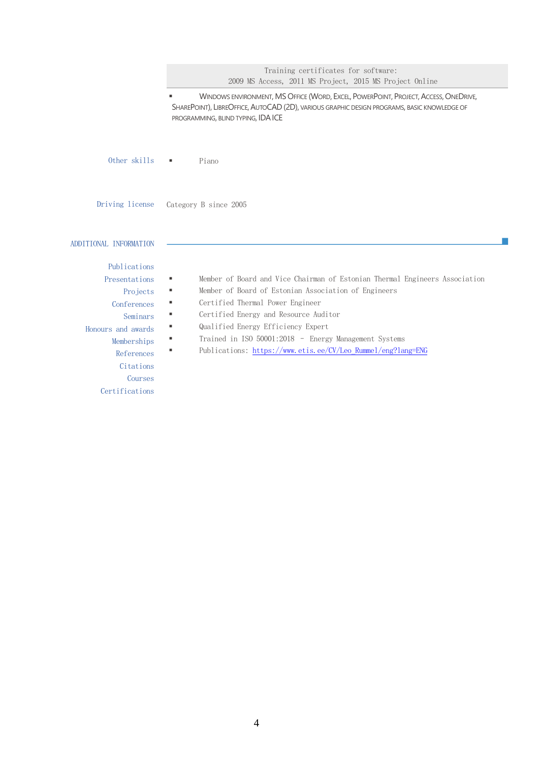Training certificates for software:
2009 MS Access, 2011 MS Project, 2015 MS Project Online

- WINDOWS ENVIRONMENT, MS OFFICE (WORD, EXCEL, POWERPOINT, PROJECT, ACCESS, ONEDRIVE, SHAREPOINT), LIBREOFFICE, AUTOCAD (2D), VARIOUS GRAPHIC DESIGN PROGRAMS, BASIC KNOWLEDGE OF PROGRAMMING, BLIND TYPING, IDA ICE

Other skills

- Piano

Driving license

Category B since 2005

## ADDITIONAL INFORMATION

Publications
Presentations
Projects
Conferences
Seminars
Honours and awards
Memberships
References
Citations
Courses
Certifications

- Member of Board and Vice Chairman of Estonian Thermal Engineers Association
- Member of Board of Estonian Association of Engineers
- Certified Thermal Power Engineer
- Certified Energy and Resource Auditor
- Qualified Energy Efficiency Expert
- Trained in ISO 50001:2018 – Energy Management Systems
- Publications: https://www.etis.ee/CV/Leo_Rummel/eng?lang=ENG